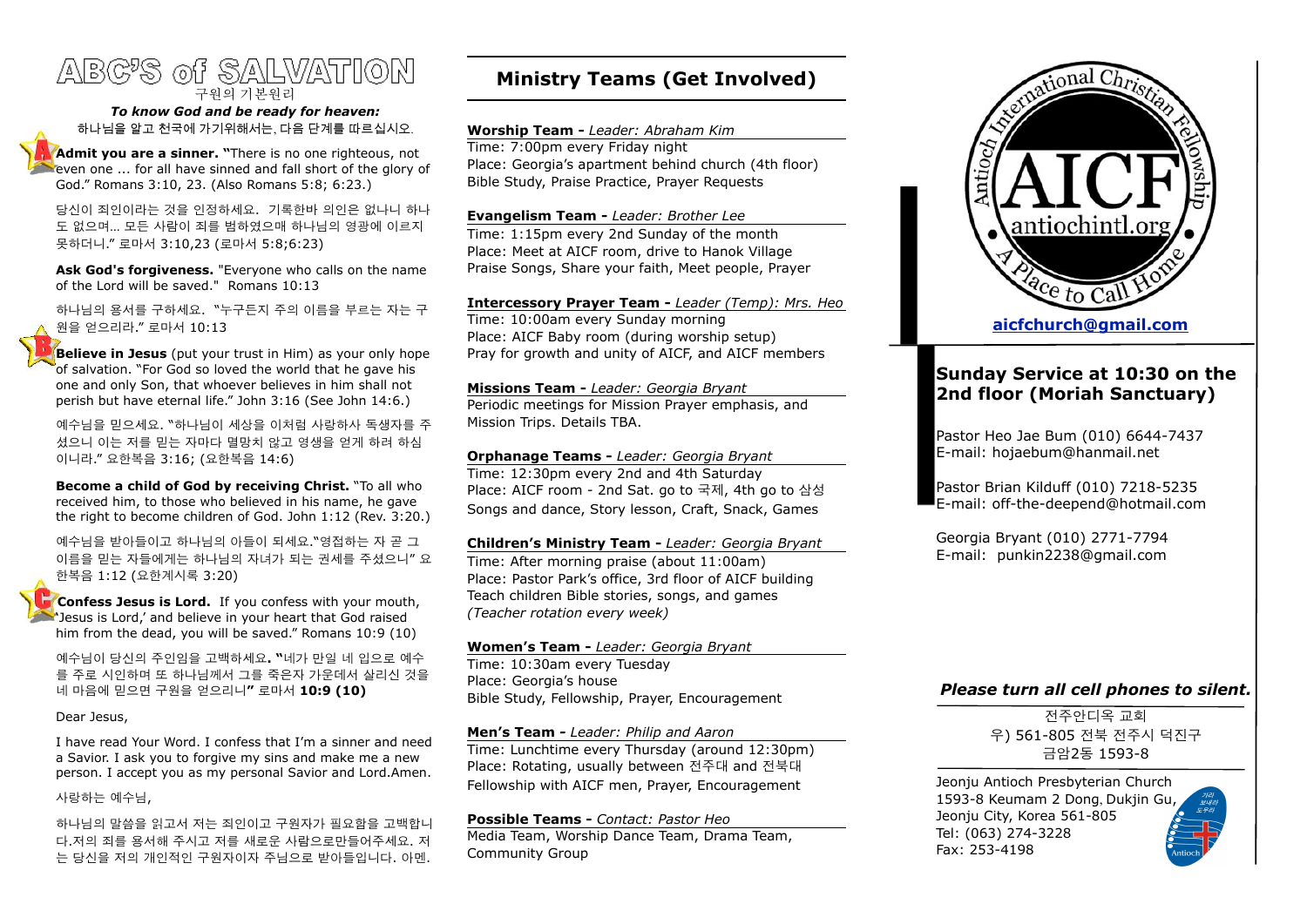# ABC'S of SALVATION

구원의 기본원리

***To know God and be ready for heaven:***

하나님을 알고 천국에 가기위해서는, 다음 단계를 따르십시오.

**A Admit you are a sinner. "**There is no one righteous, not even one ... for all have sinned and fall short of the glory of God." Romans 3:10, 23. (Also Romans 5:8; 6:23.)

당신이 죄인이라는 것을 인정하세요. 기록한바 의인은 없나니 하나도 없으며… 모든 사람이 죄를 범하였으매 하나님의 영광에 이르지 못하더니." 로마서 3:10,23 (로마서 5:8;6:23)

**Ask God's forgiveness.** "Everyone who calls on the name of the Lord will be saved." Romans 10:13

하나님의 용서를 구하세요. "누구든지 주의 이름을 부르는 자는 구원을 얻으리라." 로마서 10:13

**B Believe in Jesus** (put your trust in Him) as your only hope of salvation. "For God so loved the world that he gave his one and only Son, that whoever believes in him shall not perish but have eternal life." John 3:16 (See John 14:6.)

예수님을 믿으세요. "하나님이 세상을 이처럼 사랑하사 독생자를 주셨으니 이는 저를 믿는 자마다 멸망치 않고 영생을 얻게 하려 하심이니라." 요한복음 3:16; (요한복음 14:6)

**Become a child of God by receiving Christ.** "To all who received him, to those who believed in his name, he gave the right to become children of God. John 1:12 (Rev. 3:20.)

예수님을 받아들이고 하나님의 아들이 되세요."영접하는 자 곧 그 이름을 믿는 자들에게는 하나님의 자녀가 되는 권세를 주셨으니" 요한복음 1:12 (요한계시록 3:20)

**C Confess Jesus is Lord.** If you confess with your mouth, 'Jesus is Lord,' and believe in your heart that God raised him from the dead, you will be saved." Romans 10:9 (10)

예수님이 당신의 주인임을 고백하세요**. "**네가 만일 네 입으로 예수를 주로 시인하며 또 하나님께서 그를 죽은자 가운데서 살리신 것을 네 마음에 믿으면 구원을 얻으리니**"** 로마서 **10:9 (10)**

Dear Jesus,

I have read Your Word. I confess that I'm a sinner and need a Savior. I ask you to forgive my sins and make me a new person. I accept you as my personal Savior and Lord.Amen.

사랑하는 예수님,

하나님의 말씀을 읽고서 저는 죄인이고 구원자가 필요함을 고백합니다.저의 죄를 용서해 주시고 저를 새로운 사람으로만들어주세요. 저는 당신을 저의 개인적인 구원자이자 주님으로 받아들입니다. 아멘.

## Ministry Teams (Get Involved)

**Worship Team -** *Leader: Abraham Kim*
Time: 7:00pm every Friday night
Place: Georgia's apartment behind church (4th floor)
Bible Study, Praise Practice, Prayer Requests

**Evangelism Team -** *Leader: Brother Lee*
Time: 1:15pm every 2nd Sunday of the month
Place: Meet at AICF room, drive to Hanok Village
Praise Songs, Share your faith, Meet people, Prayer

**Intercessory Prayer Team -** *Leader (Temp): Mrs. Heo*
Time: 10:00am every Sunday morning
Place: AICF Baby room (during worship setup)
Pray for growth and unity of AICF, and AICF members

**Missions Team -** *Leader: Georgia Bryant*
Periodic meetings for Mission Prayer emphasis, and Mission Trips. Details TBA.

**Orphanage Teams -** *Leader: Georgia Bryant*
Time: 12:30pm every 2nd and 4th Saturday
Place: AICF room - 2nd Sat. go to 국제, 4th go to 삼성
Songs and dance, Story lesson, Craft, Snack, Games

**Children's Ministry Team -** *Leader: Georgia Bryant*
Time: After morning praise (about 11:00am)
Place: Pastor Park's office, 3rd floor of AICF building
Teach children Bible stories, songs, and games
*(Teacher rotation every week)*

**Women's Team -** *Leader: Georgia Bryant*
Time: 10:30am every Tuesday
Place: Georgia's house
Bible Study, Fellowship, Prayer, Encouragement

**Men's Team -** *Leader: Philip and Aaron*
Time: Lunchtime every Thursday (around 12:30pm)
Place: Rotating, usually between 전주대 and 전북대
Fellowship with AICF men, Prayer, Encouragement

**Possible Teams -** *Contact: Pastor Heo*
Media Team, Worship Dance Team, Drama Team, Community Group

Antioch International Christian Fellowship
AICF
antiochintl.org
A Place to Call Home

**aicfchurch@gmail.com**

## Sunday Service at 10:30 on the 2nd floor (Moriah Sanctuary)

Pastor Heo Jae Bum (010) 6644-7437
E-mail: hojaebum@hanmail.net

Pastor Brian KildUff (010) 7218-5235
E-mail: off-the-deepend@hotmail.com

Georgia Bryant (010) 2771-7794
E-mail: punkin2238@gmail.com

***Please turn all cell phones to silent.***

전주안디옥 교회
우) 561-805 전북 전주시 덕진구
금암2동 1593-8

Jeonju Antioch Presbyterian Church
1593-8 Keumam 2 Dong, Dukjin Gu,
Jeonju City, Korea 561-805
Tel: (063) 274-3228
Fax: 253-4198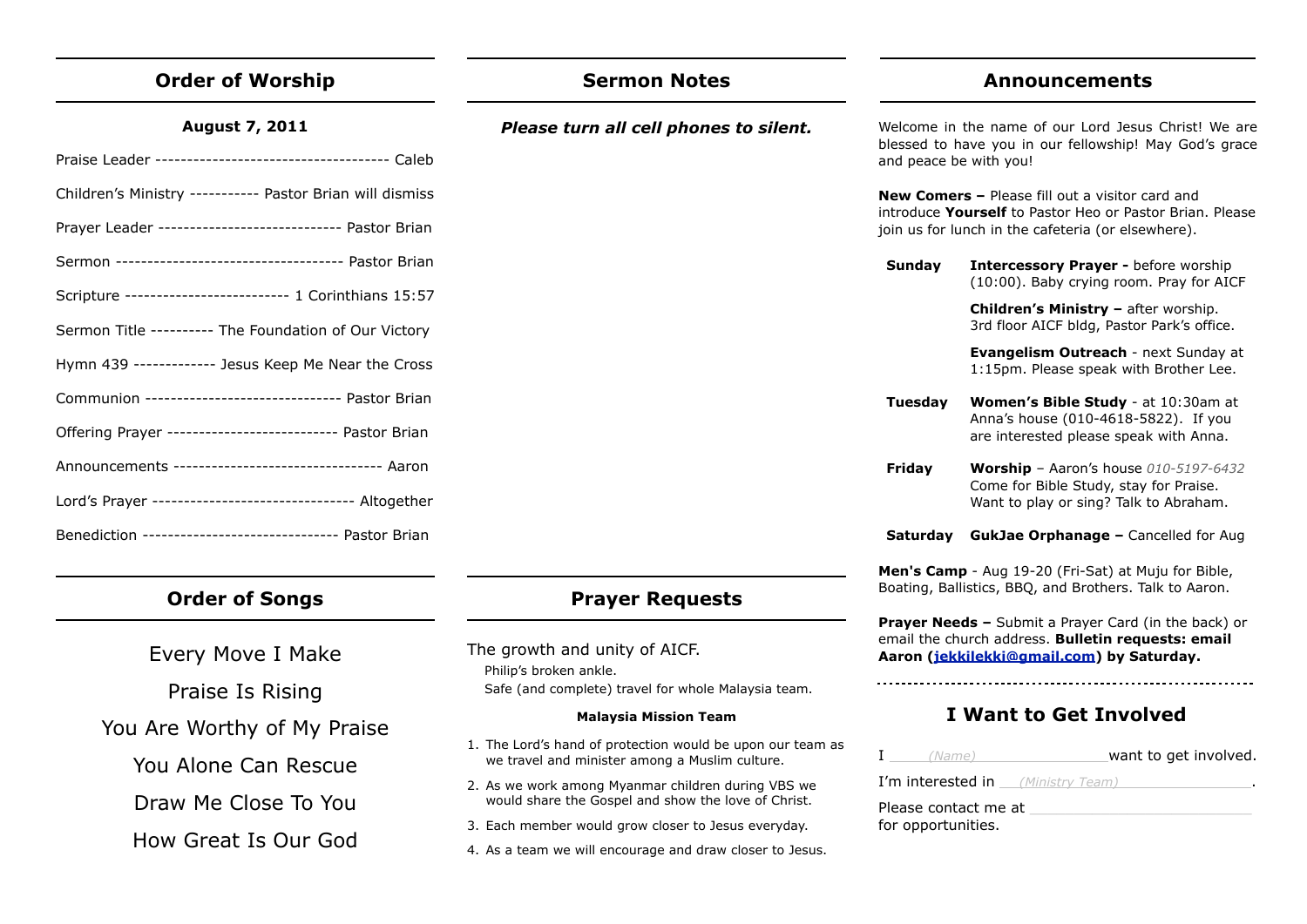## Order of Worship

**August 7, 2011**

Praise Leader ------------------------------------ Caleb

Children's Ministry ----------- Pastor Brian will dismiss

Prayer Leader ----------------------------- Pastor Brian

Sermon ----------------------------------- Pastor Brian

Scripture ------------------------- 1 Corinthians 15:57

Sermon Title ---------- The Foundation of Our Victory

Hymn 439 ------------- Jesus Keep Me Near the Cross

Communion ------------------------------- Pastor Brian

Offering Prayer --------------------------- Pastor Brian

Announcements -------------------------------- Aaron

Lord's Prayer -------------------------------- Altogether

Benediction ------------------------------- Pastor Brian

## Order of Songs

Every Move I Make

Praise Is Rising

You Are Worthy of My Praise

You Alone Can Rescue

Draw Me Close To You

How Great Is Our God

## Sermon Notes

***Please turn all cell phones to silent.***

## Prayer Requests

The growth and unity of AICF.

Philip's broken ankle.

Safe (and complete) travel for whole Malaysia team.

**Malaysia Mission Team**

1. The Lord's hand of protection would be upon our team as we travel and minister among a Muslim culture.
2. As we work among Myanmar children during VBS we would share the Gospel and show the love of Christ.
3. Each member would grow closer to Jesus everyday.
4. As a team we will encourage and draw closer to Jesus.

## Announcements

Welcome in the name of our Lord Jesus Christ! We are blessed to have you in our fellowship! May God's grace and peace be with you!

**New Comers –** Please fill out a visitor card and introduce **Yourself** to Pastor Heo or Pastor Brian. Please join us for lunch in the cafeteria (or elsewhere).

| | |
|---|---|
| **Sunday** | **Intercessory Prayer -** before worship (10:00). Baby crying room. Pray for AICF |
| | **Children's Ministry –** after worship. 3rd floor AICF bldg, Pastor Park's office. |
| | **Evangelism Outreach** - next Sunday at 1:15pm. Please speak with Brother Lee. |
| **Tuesday** | **Women's Bible Study** - at 10:30am at Anna's house (010-4618-5822). If you are interested please speak with Anna. |
| **Friday** | **Worship** – Aaron's house *010-5197-6432* Come for Bible Study, stay for Praise. Want to play or sing? Talk to Abraham. |
| **Saturday** | **GukJae Orphanage –** Cancelled for Aug |

**Men's Camp** - Aug 19-20 (Fri-Sat) at Muju for Bible, Boating, Ballistics, BBQ, and Brothers. Talk to Aaron.

**Prayer Needs –** Submit a Prayer Card (in the back) or email the church address. **Bulletin requests: email Aaron (jekkilekki@gmail.com) by Saturday.**

## I Want to Get Involved

I ____*(Name)*____________ want to get involved.

I'm interested in ___*(Ministry Team)*___________.

Please contact me at ______________________ for opportunities.